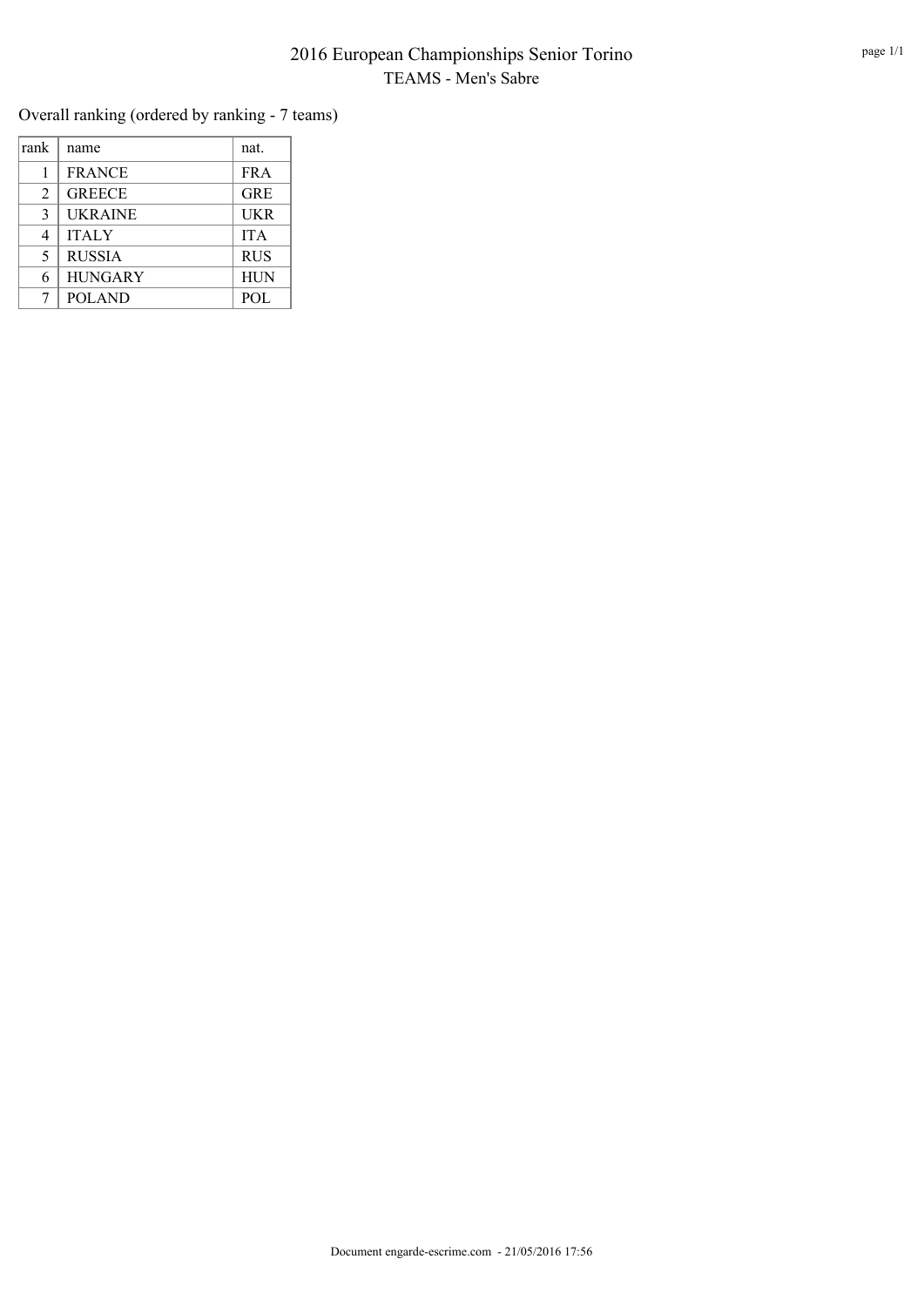# 2016 European Championships Senior Torino

## TEAMS - Men's Sabre

Overall ranking (ordered by ranking - 7 teams)

| rank | name | nat. |
|---|---|---|
| 1 | FRANCE | FRA |
| 2 | GREECE | GRE |
| 3 | UKRAINE | UKR |
| 4 | ITALY | ITA |
| 5 | RUSSIA | RUS |
| 6 | HUNGARY | HUN |
| 7 | POLAND | POL |

Document engarde-escrime.com - 21/05/2016 17:56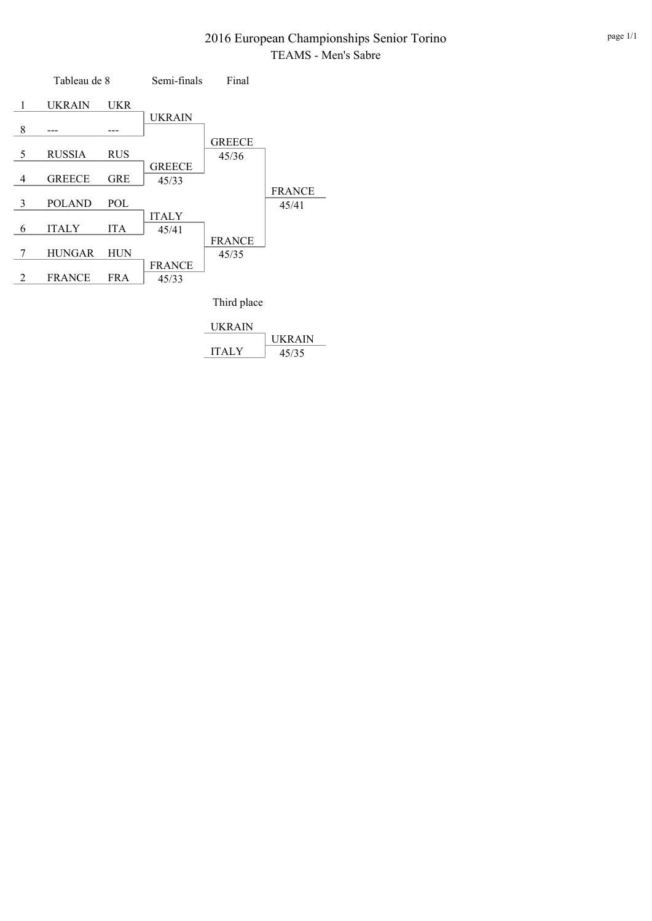# 2016 European Championships Senior Torino

## TEAMS - Men's Sabre

### Tableau de 8

| Seed | Team | Code |
|---|---|---|
| 1 | UKRAIN | UKR |
| 8 | --- | --- |
| 5 | RUSSIA | RUS |
| 4 | GREECE | GRE |
| 3 | POLAND | POL |
| 6 | ITALY | ITA |
| 7 | HUNGAR | HUN |
| 2 | FRANCE | FRA |

### Semi-finals

| Match | Winner | Score |
|---|---|---|
| UKRAIN vs --- | UKRAIN | |
| RUSSIA vs GREECE | GREECE | 45/33 |
| POLAND vs ITALY | ITALY | 45/41 |
| HUNGAR vs FRANCE | FRANCE | 45/33 |

### Final

| Match | Winner | Score |
|---|---|---|
| UKRAIN vs GREECE | GREECE | 45/36 |
| ITALY vs FRANCE | FRANCE | 45/35 |
| GREECE vs FRANCE | FRANCE | 45/41 |

### Third place

| Match | Winner | Score |
|---|---|---|
| UKRAIN vs ITALY | UKRAIN | 45/35 |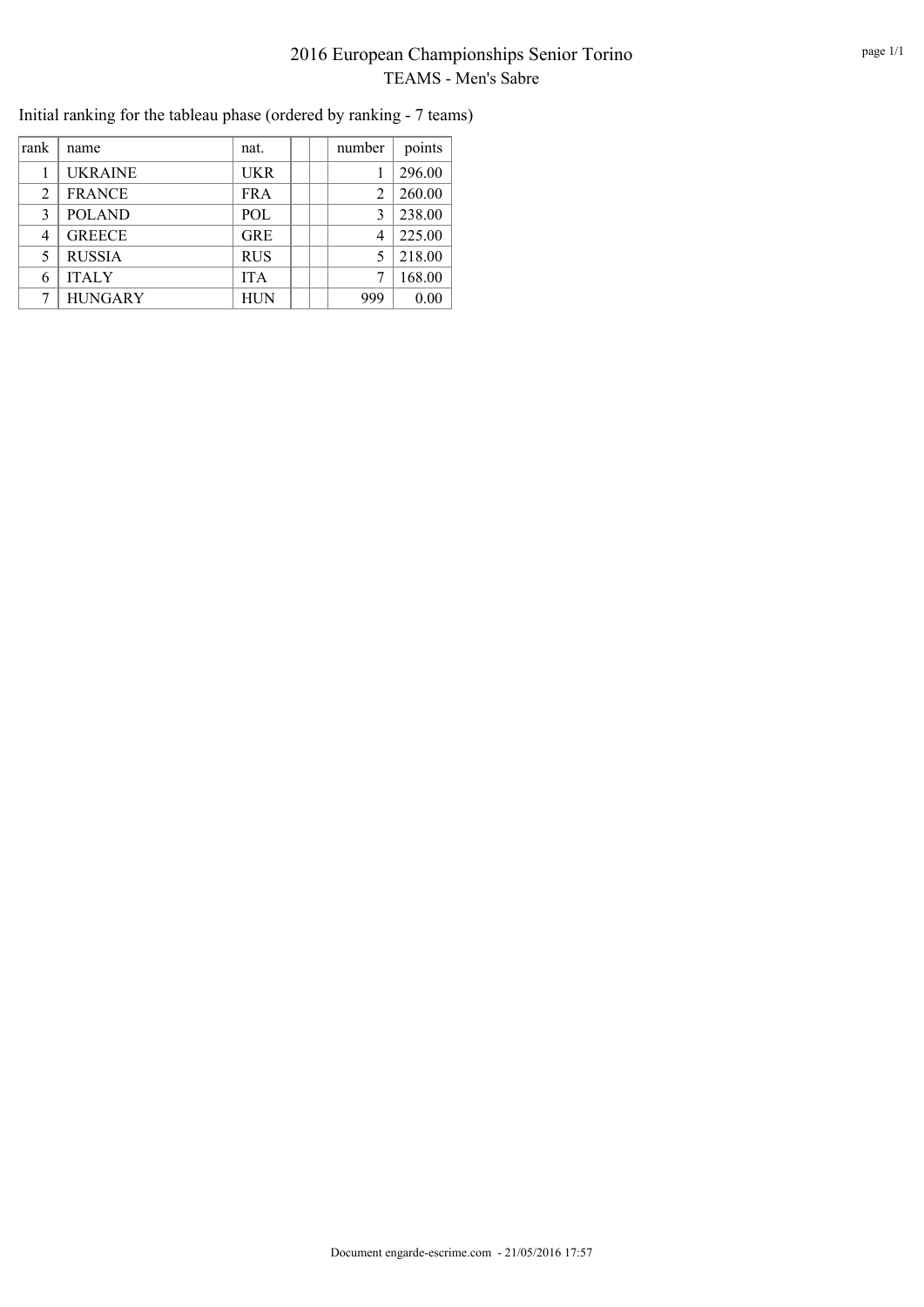# 2016 European Championships Senior Torino

## TEAMS - Men's Sabre

Initial ranking for the tableau phase (ordered by ranking - 7 teams)

| rank | name | nat. | | | number | points |
|---|---|---|---|---|---|---|
| 1 | UKRAINE | UKR | | | 1 | 296.00 |
| 2 | FRANCE | FRA | | | 2 | 260.00 |
| 3 | POLAND | POL | | | 3 | 238.00 |
| 4 | GREECE | GRE | | | 4 | 225.00 |
| 5 | RUSSIA | RUS | | | 5 | 218.00 |
| 6 | ITALY | ITA | | | 7 | 168.00 |
| 7 | HUNGARY | HUN | | | 999 | 0.00 |

Document engarde-escrime.com - 21/05/2016 17:57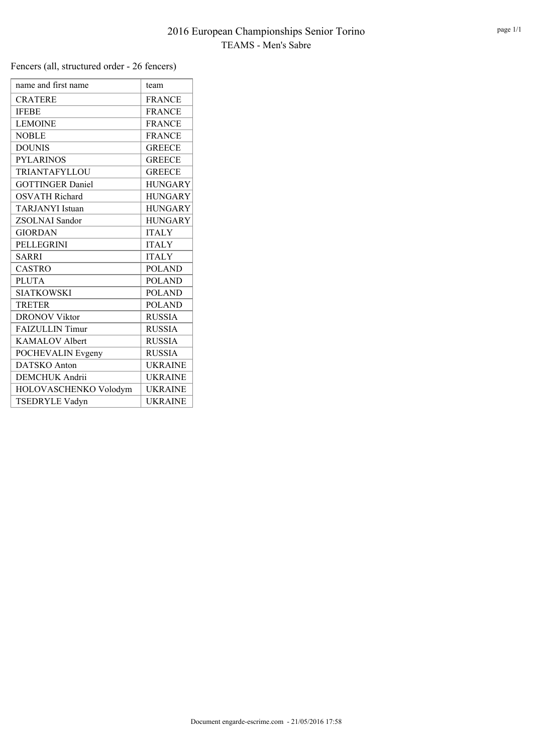# 2016 European Championships Senior Torino

## TEAMS - Men's Sabre

Fencers (all, structured order - 26 fencers)

| name and first name | team |
|---|---|
| CRATERE | FRANCE |
| IFEBE | FRANCE |
| LEMOINE | FRANCE |
| NOBLE | FRANCE |
| DOUNIS | GREECE |
| PYLARINOS | GREECE |
| TRIANTAFYLLOU | GREECE |
| GOTTINGER Daniel | HUNGARY |
| OSVATH Richard | HUNGARY |
| TARJANYI Istuan | HUNGARY |
| ZSOLNAI Sandor | HUNGARY |
| GIORDAN | ITALY |
| PELLEGRINI | ITALY |
| SARRI | ITALY |
| CASTRO | POLAND |
| PLUTA | POLAND |
| SIATKOWSKI | POLAND |
| TRETER | POLAND |
| DRONOV Viktor | RUSSIA |
| FAIZULLIN Timur | RUSSIA |
| KAMALOV Albert | RUSSIA |
| POCHEVALIN Evgeny | RUSSIA |
| DATSKO Anton | UKRAINE |
| DEMCHUK Andrii | UKRAINE |
| HOLOVASCHENKO Volodym | UKRAINE |
| TSEDRYLE Vadyn | UKRAINE |

Document engarde-escrime.com - 21/05/2016 17:58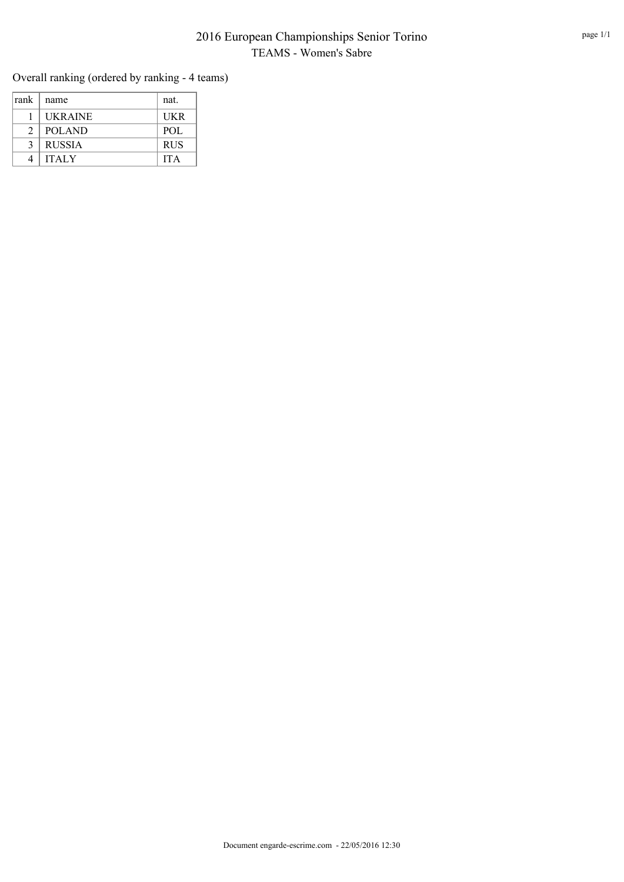# 2016 European Championships Senior Torino

## TEAMS - Women's Sabre

Overall ranking (ordered by ranking - 4 teams)

| rank | name | nat. |
|---|---|---|
| 1 | UKRAINE | UKR |
| 2 | POLAND | POL |
| 3 | RUSSIA | RUS |
| 4 | ITALY | ITA |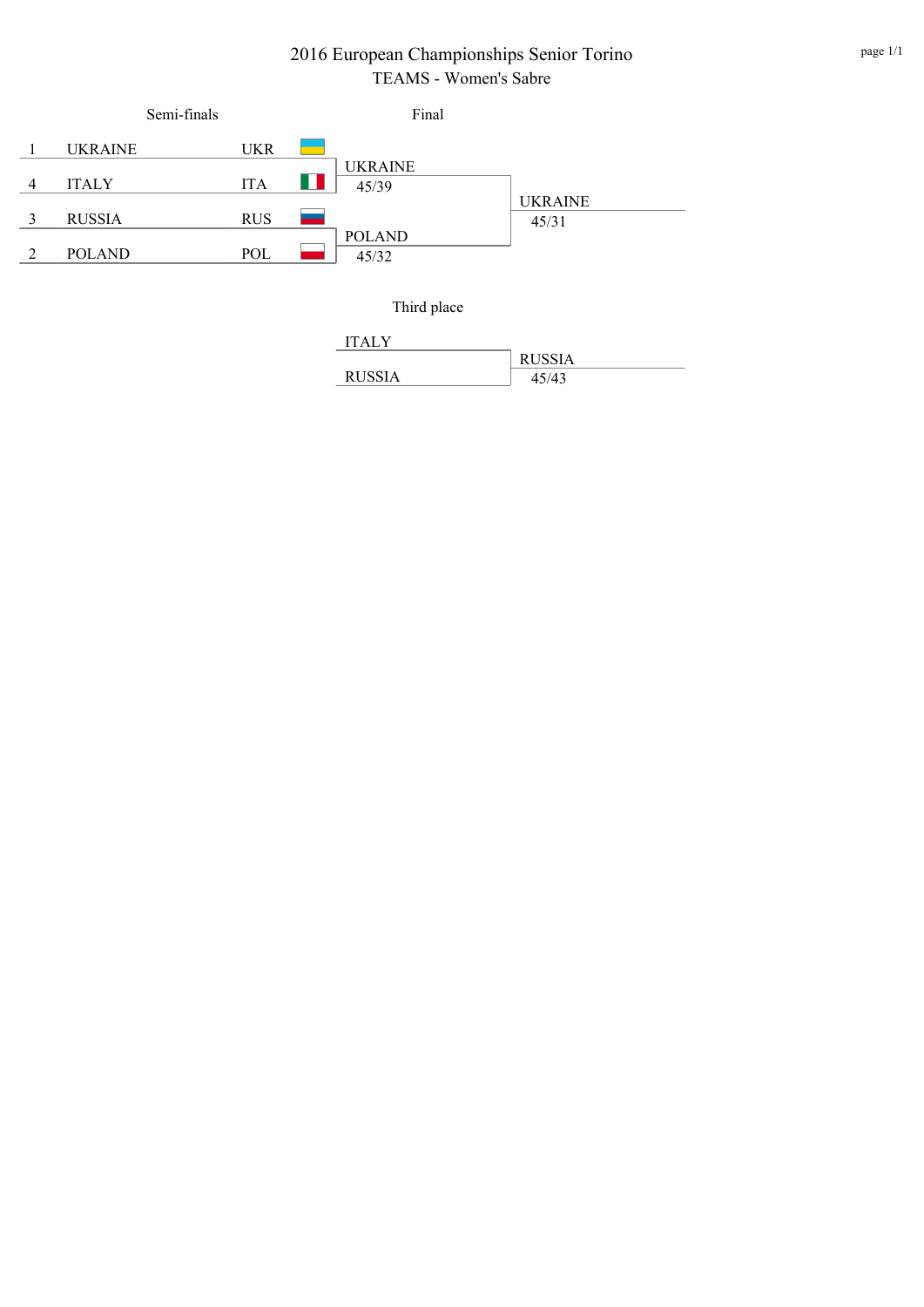# 2016 European Championships Senior Torino

## TEAMS - Women's Sabre

### Semi-finals

| Seed | Team | Code |
| --- | --- | --- |
| 1 | UKRAINE | UKR |
| 4 | ITALY | ITA |
| 3 | RUSSIA | RUS |
| 2 | POLAND | POL |

### Final

| Semi-finals | Final | Winner |
| --- | --- | --- |
| UKRAINE 45/39 | | |
| | UKRAINE 45/31 | UKRAINE |
| POLAND 45/32 | | |

### Third place

| Match | Winner |
| --- | --- |
| ITALY | |
| RUSSIA | RUSSIA 45/43 |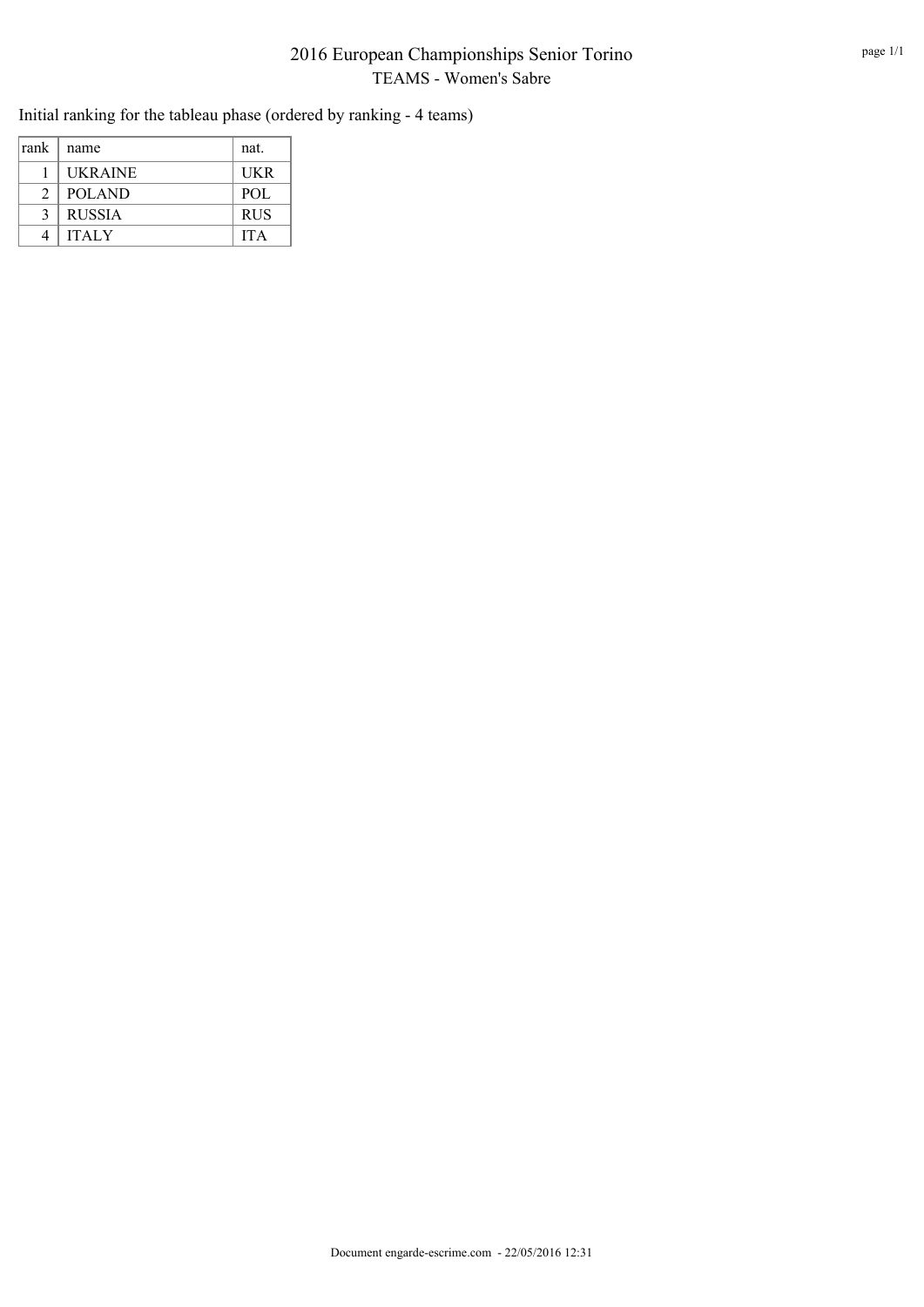# 2016 European Championships Senior Torino

## TEAMS - Women's Sabre

Initial ranking for the tableau phase (ordered by ranking - 4 teams)

| rank | name | nat. |
|---|---|---|
| 1 | UKRAINE | UKR |
| 2 | POLAND | POL |
| 3 | RUSSIA | RUS |
| 4 | ITALY | ITA |

Document engarde-escrime.com - 22/05/2016 12:31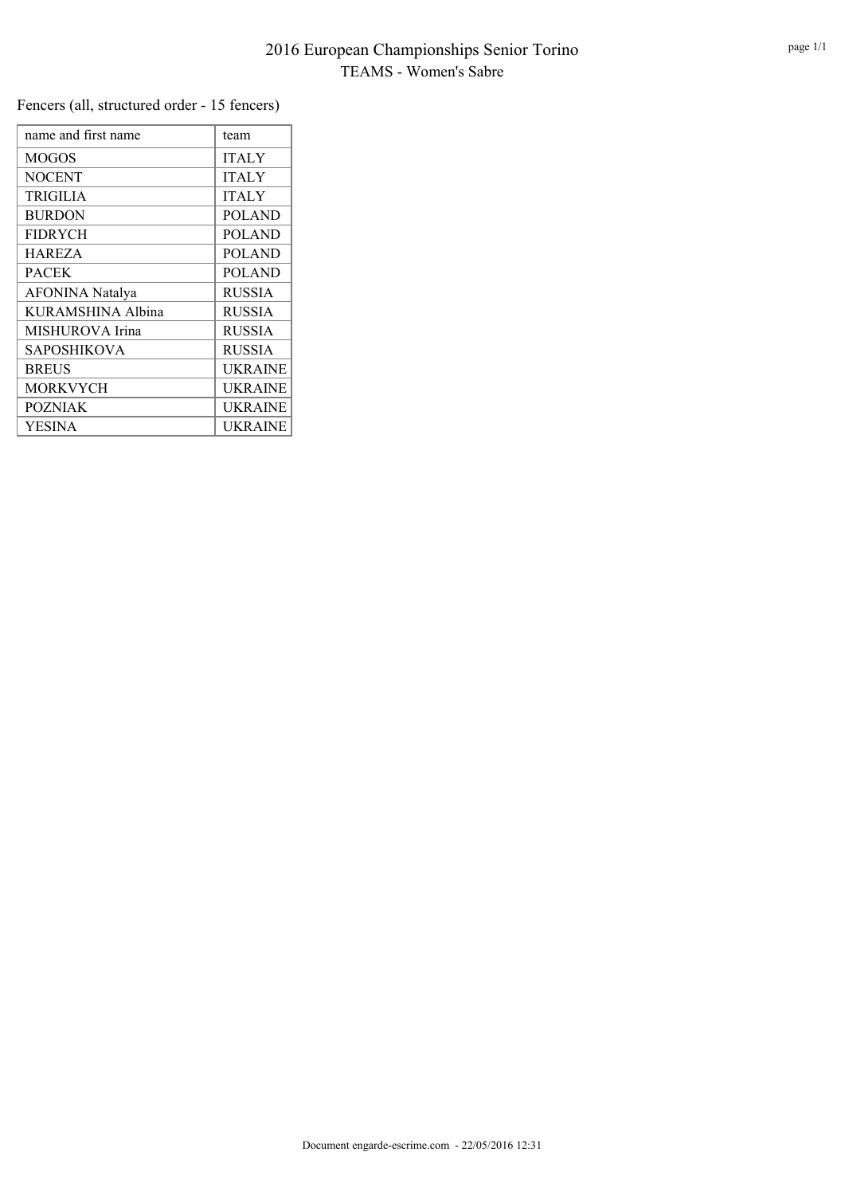# 2016 European Championships Senior Torino

## TEAMS - Women's Sabre

Fencers (all, structured order - 15 fencers)

| name and first name | team |
|---|---|
| MOGOS | ITALY |
| NOCENT | ITALY |
| TRIGILIA | ITALY |
| BURDON | POLAND |
| FIDRYCH | POLAND |
| HAREZA | POLAND |
| PACEK | POLAND |
| AFONINA Natalya | RUSSIA |
| KURAMSHINA Albina | RUSSIA |
| MISHUROVA Irina | RUSSIA |
| SAPOSHIKOVA | RUSSIA |
| BREUS | UKRAINE |
| MORKVYCH | UKRAINE |
| POZNIAK | UKRAINE |
| YESINA | UKRAINE |